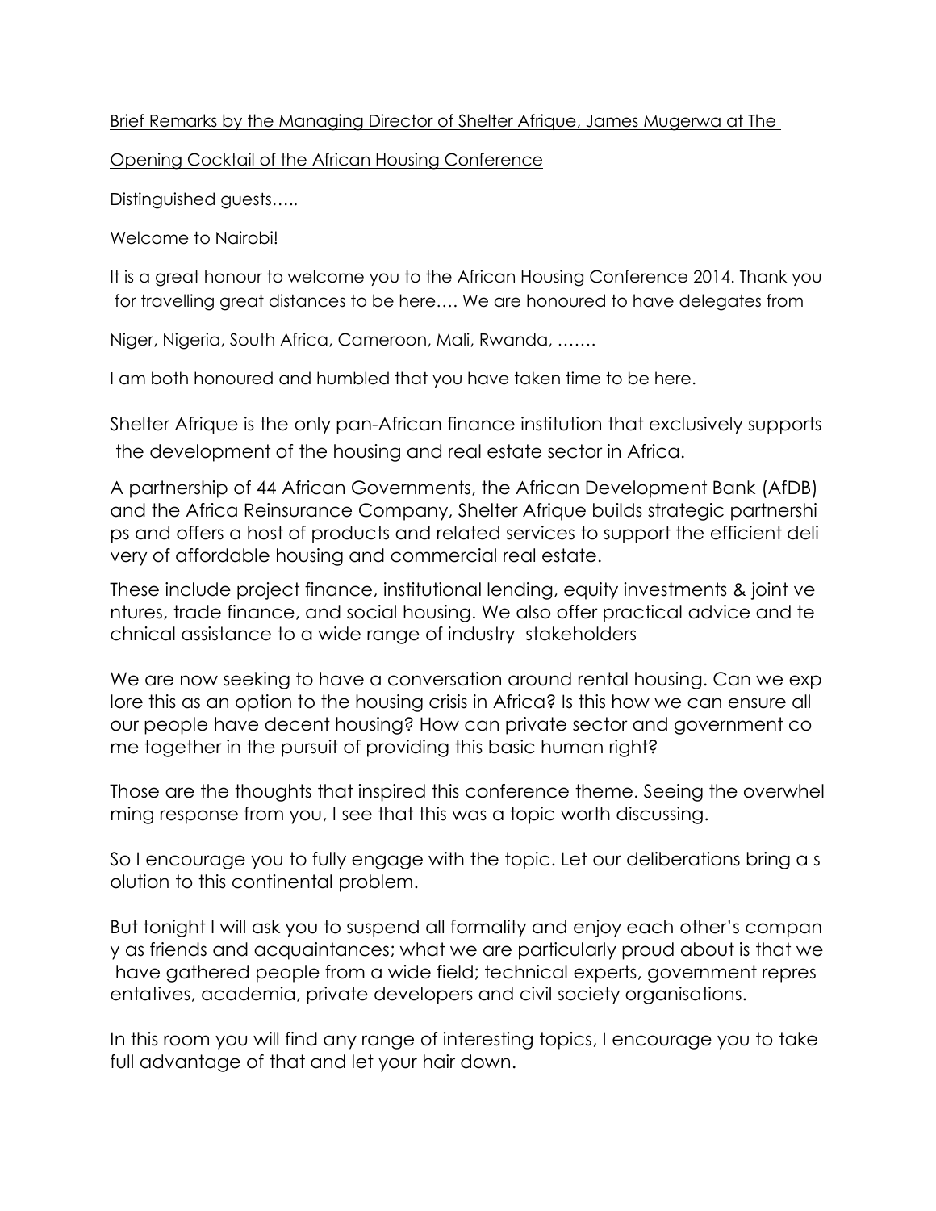<u>Brief Remarks by the Managing Director of Shelter Afrique, James Mugerwa at The Opening Cocktail of the African Housing Conference</u>

Distinguished guests…..

Welcome to Nairobi!

It is a great honour to welcome you to the African Housing Conference 2014. Thank you for travelling great distances to be here…. We are honoured to have delegates from Niger, Nigeria, South Africa, Cameroon, Mali, Rwanda, …….

I am both honoured and humbled that you have taken time to be here.

Shelter Afrique is the only pan-African finance institution that exclusively supports the development of the housing and real estate sector in Africa.

A partnership of 44 African Governments, the African Development Bank (AfDB) and the Africa Reinsurance Company, Shelter Afrique builds strategic partnerships and offers a host of products and related services to support the efficient delivery of affordable housing and commercial real estate.

These include project finance, institutional lending, equity investments & joint ventures, trade finance, and social housing. We also offer practical advice and technical assistance to a wide range of industry stakeholders

We are now seeking to have a conversation around rental housing. Can we explore this as an option to the housing crisis in Africa? Is this how we can ensure all our people have decent housing? How can private sector and government come together in the pursuit of providing this basic human right?

Those are the thoughts that inspired this conference theme. Seeing the overwhelming response from you, I see that this was a topic worth discussing.

So I encourage you to fully engage with the topic. Let our deliberations bring a solution to this continental problem.

But tonight I will ask you to suspend all formality and enjoy each other's company as friends and acquaintances; what we are particularly proud about is that we have gathered people from a wide field; technical experts, government representatives, academia, private developers and civil society organisations.

In this room you will find any range of interesting topics, I encourage you to take full advantage of that and let your hair down.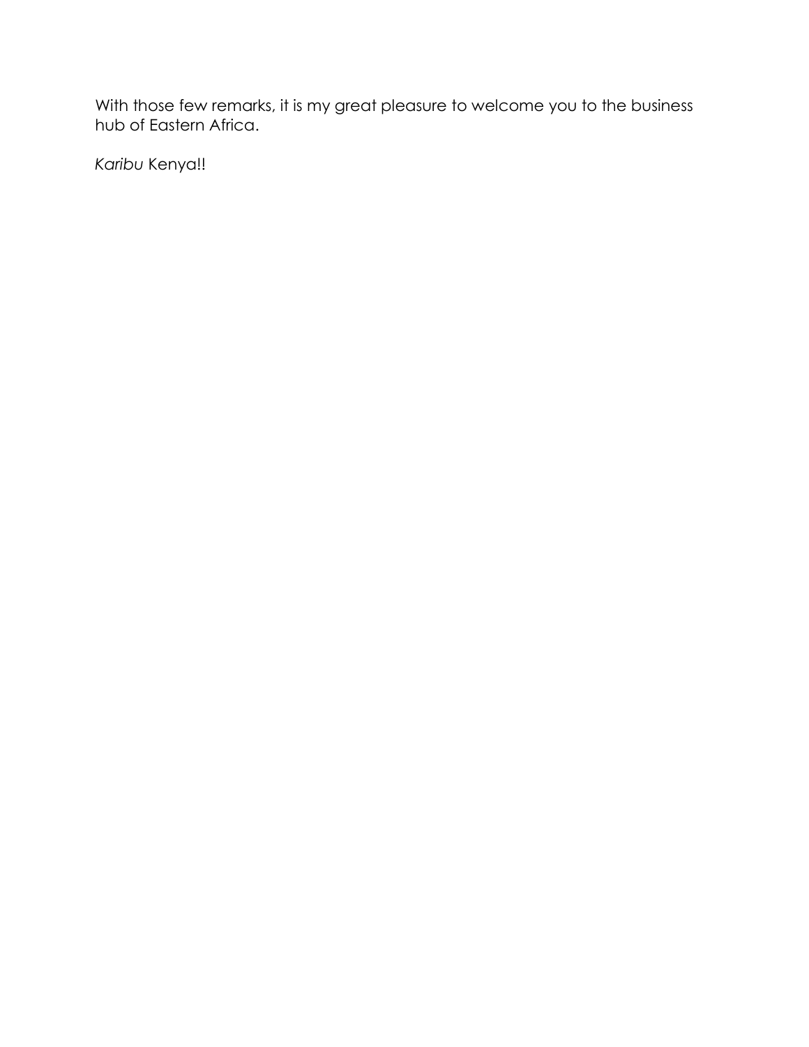With those few remarks, it is my great pleasure to welcome you to the business hub of Eastern Africa.

*Karibu* Kenya!!